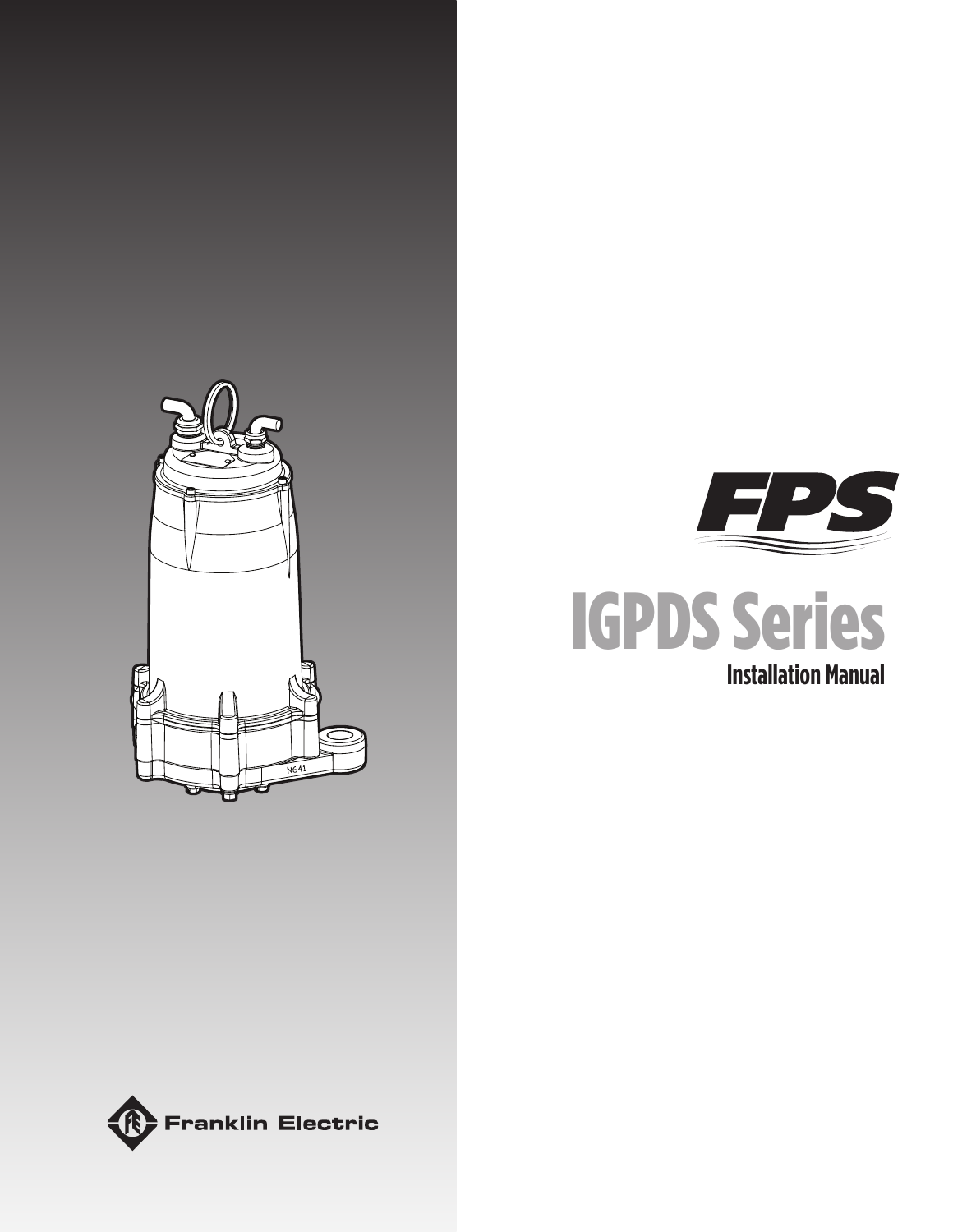# IGPDS Series

## Installation Manual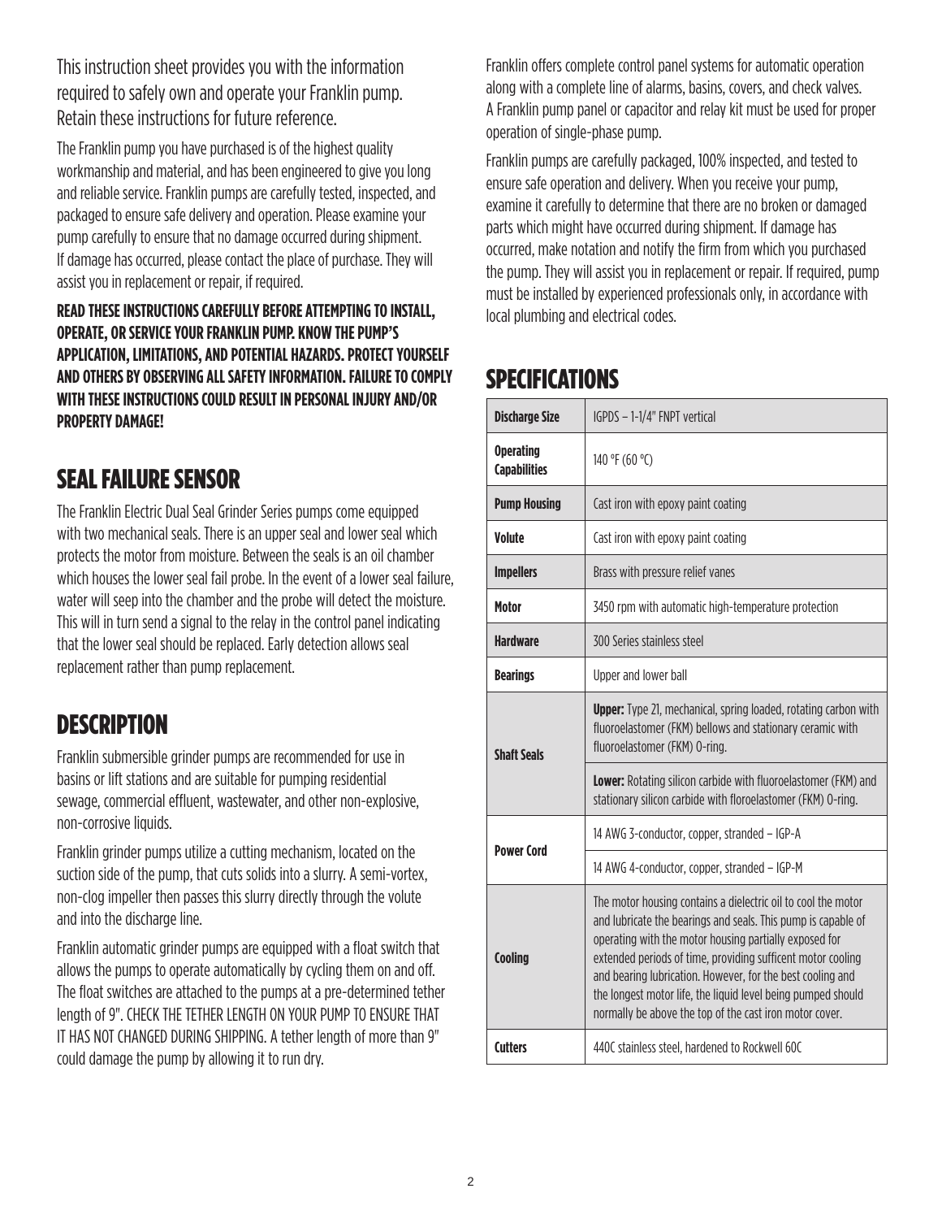This instruction sheet provides you with the information required to safely own and operate your Franklin pump. Retain these instructions for future reference.

The Franklin pump you have purchased is of the highest quality workmanship and material, and has been engineered to give you long and reliable service. Franklin pumps are carefully tested, inspected, and packaged to ensure safe delivery and operation. Please examine your pump carefully to ensure that no damage occurred during shipment. If damage has occurred, please contact the place of purchase. They will assist you in replacement or repair, if required.

**READ THESE INSTRUCTIONS CAREFULLY BEFORE ATTEMPTING TO INSTALL, OPERATE, OR SERVICE YOUR FRANKLIN PUMP. KNOW THE PUMP'S APPLICATION, LIMITATIONS, AND POTENTIAL HAZARDS. PROTECT YOURSELF AND OTHERS BY OBSERVING ALL SAFETY INFORMATION. FAILURE TO COMPLY WITH THESE INSTRUCTIONS COULD RESULT IN PERSONAL INJURY AND/OR PROPERTY DAMAGE!**

## SEAL FAILURE SENSOR

The Franklin Electric Dual Seal Grinder Series pumps come equipped with two mechanical seals. There is an upper seal and lower seal which protects the motor from moisture. Between the seals is an oil chamber which houses the lower seal fail probe. In the event of a lower seal failure, water will seep into the chamber and the probe will detect the moisture. This will in turn send a signal to the relay in the control panel indicating that the lower seal should be replaced. Early detection allows seal replacement rather than pump replacement.

## DESCRIPTION

Franklin submersible grinder pumps are recommended for use in basins or lift stations and are suitable for pumping residential sewage, commercial effluent, wastewater, and other non-explosive, non-corrosive liquids.

Franklin grinder pumps utilize a cutting mechanism, located on the suction side of the pump, that cuts solids into a slurry. A semi-vortex, non-clog impeller then passes this slurry directly through the volute and into the discharge line.

Franklin automatic grinder pumps are equipped with a float switch that allows the pumps to operate automatically by cycling them on and off. The float switches are attached to the pumps at a pre-determined tether length of 9". CHECK THE TETHER LENGTH ON YOUR PUMP TO ENSURE THAT IT HAS NOT CHANGED DURING SHIPPING. A tether length of more than 9" could damage the pump by allowing it to run dry.

Franklin offers complete control panel systems for automatic operation along with a complete line of alarms, basins, covers, and check valves. A Franklin pump panel or capacitor and relay kit must be used for proper operation of single-phase pump.

Franklin pumps are carefully packaged, 100% inspected, and tested to ensure safe operation and delivery. When you receive your pump, examine it carefully to determine that there are no broken or damaged parts which might have occurred during shipment. If damage has occurred, make notation and notify the firm from which you purchased the pump. They will assist you in replacement or repair. If required, pump must be installed by experienced professionals only, in accordance with local plumbing and electrical codes.

## SPECIFICATIONS

| | |
|---|---|
| **Discharge Size** | IGPDS – 1-1/4" FNPT vertical |
| **Operating Capabilities** | 140 °F (60 °C) |
| **Pump Housing** | Cast iron with epoxy paint coating |
| **Volute** | Cast iron with epoxy paint coating |
| **Impellers** | Brass with pressure relief vanes |
| **Motor** | 3450 rpm with automatic high-temperature protection |
| **Hardware** | 300 Series stainless steel |
| **Bearings** | Upper and lower ball |
| **Shaft Seals** | **Upper:** Type 21, mechanical, spring loaded, rotating carbon with fluoroelastomer (FKM) bellows and stationary ceramic with fluoroelastomer (FKM) O-ring. |
| | **Lower:** Rotating silicon carbide with fluoroelastomer (FKM) and stationary silicon carbide with floroelastomer (FKM) O-ring. |
| **Power Cord** | 14 AWG 3-conductor, copper, stranded – IGP-A |
| | 14 AWG 4-conductor, copper, stranded – IGP-M |
| **Cooling** | The motor housing contains a dielectric oil to cool the motor and lubricate the bearings and seals. This pump is capable of operating with the motor housing partially exposed for extended periods of time, providing sufficent motor cooling and bearing lubrication. However, for the best cooling and the longest motor life, the liquid level being pumped should normally be above the top of the cast iron motor cover. |
| **Cutters** | 440C stainless steel, hardened to Rockwell 60C |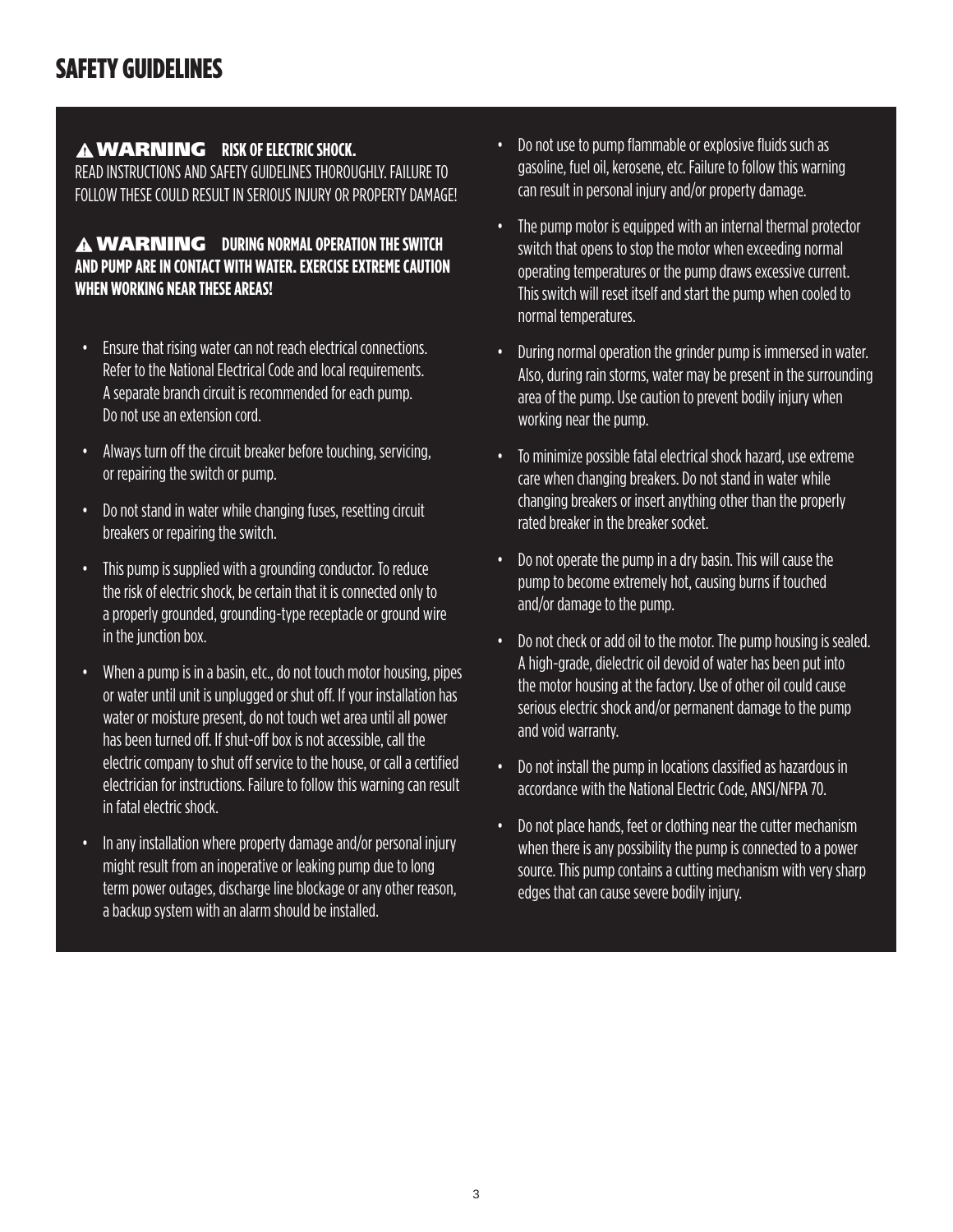# SAFETY GUIDELINES

⚠ **WARNING** **RISK OF ELECTRIC SHOCK.**
READ INSTRUCTIONS AND SAFETY GUIDELINES THOROUGHLY. FAILURE TO FOLLOW THESE COULD RESULT IN SERIOUS INJURY OR PROPERTY DAMAGE!

⚠ **WARNING** **DURING NORMAL OPERATION THE SWITCH AND PUMP ARE IN CONTACT WITH WATER. EXERCISE EXTREME CAUTION WHEN WORKING NEAR THESE AREAS!**

- Ensure that rising water can not reach electrical connections. Refer to the National Electrical Code and local requirements. A separate branch circuit is recommended for each pump. Do not use an extension cord.
- Always turn off the circuit breaker before touching, servicing, or repairing the switch or pump.
- Do not stand in water while changing fuses, resetting circuit breakers or repairing the switch.
- This pump is supplied with a grounding conductor. To reduce the risk of electric shock, be certain that it is connected only to a properly grounded, grounding-type receptacle or ground wire in the junction box.
- When a pump is in a basin, etc., do not touch motor housing, pipes or water until unit is unplugged or shut off. If your installation has water or moisture present, do not touch wet area until all power has been turned off. If shut-off box is not accessible, call the electric company to shut off service to the house, or call a certified electrician for instructions. Failure to follow this warning can result in fatal electric shock.
- In any installation where property damage and/or personal injury might result from an inoperative or leaking pump due to long term power outages, discharge line blockage or any other reason, a backup system with an alarm should be installed.
- Do not use to pump flammable or explosive fluids such as gasoline, fuel oil, kerosene, etc. Failure to follow this warning can result in personal injury and/or property damage.
- The pump motor is equipped with an internal thermal protector switch that opens to stop the motor when exceeding normal operating temperatures or the pump draws excessive current. This switch will reset itself and start the pump when cooled to normal temperatures.
- During normal operation the grinder pump is immersed in water. Also, during rain storms, water may be present in the surrounding area of the pump. Use caution to prevent bodily injury when working near the pump.
- To minimize possible fatal electrical shock hazard, use extreme care when changing breakers. Do not stand in water while changing breakers or insert anything other than the properly rated breaker in the breaker socket.
- Do not operate the pump in a dry basin. This will cause the pump to become extremely hot, causing burns if touched and/or damage to the pump.
- Do not check or add oil to the motor. The pump housing is sealed. A high-grade, dielectric oil devoid of water has been put into the motor housing at the factory. Use of other oil could cause serious electric shock and/or permanent damage to the pump and void warranty.
- Do not install the pump in locations classified as hazardous in accordance with the National Electric Code, ANSI/NFPA 70.
- Do not place hands, feet or clothing near the cutter mechanism when there is any possibility the pump is connected to a power source. This pump contains a cutting mechanism with very sharp edges that can cause severe bodily injury.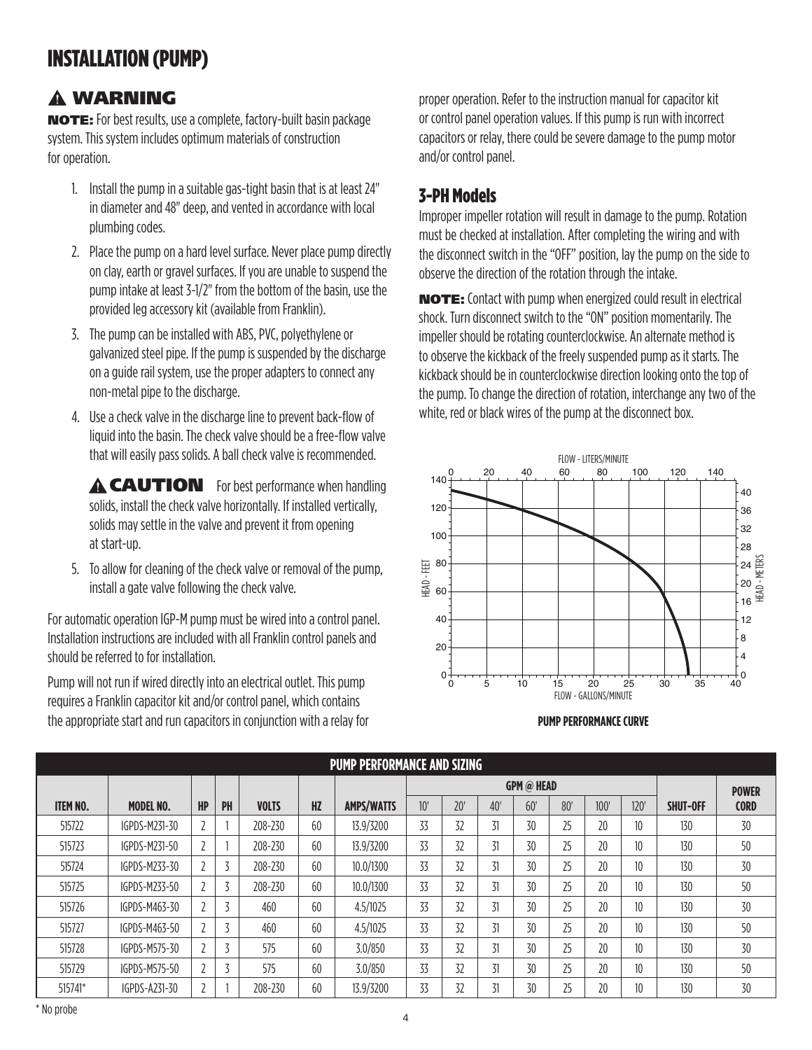# INSTALLATION (PUMP)

## ⚠ WARNING

**NOTE:** For best results, use a complete, factory-built basin package system. This system includes optimum materials of construction for operation.

1. Install the pump in a suitable gas-tight basin that is at least 24" in diameter and 48" deep, and vented in accordance with local plumbing codes.
2. Place the pump on a hard level surface. Never place pump directly on clay, earth or gravel surfaces. If you are unable to suspend the pump intake at least 3-1/2" from the bottom of the basin, use the provided leg accessory kit (available from Franklin).
3. The pump can be installed with ABS, PVC, polyethylene or galvanized steel pipe. If the pump is suspended by the discharge on a guide rail system, use the proper adapters to connect any non-metal pipe to the discharge.
4. Use a check valve in the discharge line to prevent back-flow of liquid into the basin. The check valve should be a free-flow valve that will easily pass solids. A ball check valve is recommended.

   **⚠ CAUTION** For best performance when handling solids, install the check valve horizontally. If installed vertically, solids may settle in the valve and prevent it from opening at start-up.

5. To allow for cleaning of the check valve or removal of the pump, install a gate valve following the check valve.

For automatic operation IGP-M pump must be wired into a control panel. Installation instructions are included with all Franklin control panels and should be referred to for installation.

Pump will not run if wired directly into an electrical outlet. This pump requires a Franklin capacitor kit and/or control panel, which contains the appropriate start and run capacitors in conjunction with a relay for proper operation. Refer to the instruction manual for capacitor kit or control panel operation values. If this pump is run with incorrect capacitors or relay, there could be severe damage to the pump motor and/or control panel.

## 3-PH Models

Improper impeller rotation will result in damage to the pump. Rotation must be checked at installation. After completing the wiring and with the disconnect switch in the "OFF" position, lay the pump on the side to observe the direction of the rotation through the intake.

**NOTE:** Contact with pump when energized could result in electrical shock. Turn disconnect switch to the "ON" position momentarily. The impeller should be rotating counterclockwise. An alternate method is to observe the kickback of the freely suspended pump as it starts. The kickback should be in counterclockwise direction looking onto the top of the pump. To change the direction of rotation, interchange any two of the white, red or black wires of the pump at the disconnect box.

**PUMP PERFORMANCE CURVE**

| PUMP PERFORMANCE AND SIZING | | | | | | | | | | | | | | | |
|---|---|---|---|---|---|---|---|---|---|---|---|---|---|---|---|
| | | | | | | | GPM @ HEAD | | | | | | | | POWER |
| ITEM NO. | MODEL NO. | HP | PH | VOLTS | HZ | AMPS/WATTS | 10' | 20' | 40' | 60' | 80' | 100' | 120' | SHUT-OFF | CORD |
| 515722 | IGPDS-M231-30 | 2 | 1 | 208-230 | 60 | 13.9/3200 | 33 | 32 | 31 | 30 | 25 | 20 | 10 | 130 | 30 |
| 515723 | IGPDS-M231-50 | 2 | 1 | 208-230 | 60 | 13.9/3200 | 33 | 32 | 31 | 30 | 25 | 20 | 10 | 130 | 50 |
| 515724 | IGPDS-M233-30 | 2 | 3 | 208-230 | 60 | 10.0/1300 | 33 | 32 | 31 | 30 | 25 | 20 | 10 | 130 | 30 |
| 515725 | IGPDS-M233-50 | 2 | 3 | 208-230 | 60 | 10.0/1300 | 33 | 32 | 31 | 30 | 25 | 20 | 10 | 130 | 50 |
| 515726 | IGPDS-M463-30 | 2 | 3 | 460 | 60 | 4.5/1025 | 33 | 32 | 31 | 30 | 25 | 20 | 10 | 130 | 30 |
| 515727 | IGPDS-M463-50 | 2 | 3 | 460 | 60 | 4.5/1025 | 33 | 32 | 31 | 30 | 25 | 20 | 10 | 130 | 50 |
| 515728 | IGPDS-M575-30 | 2 | 3 | 575 | 60 | 3.0/850 | 33 | 32 | 31 | 30 | 25 | 20 | 10 | 130 | 30 |
| 515729 | IGPDS-M575-50 | 2 | 3 | 575 | 60 | 3.0/850 | 33 | 32 | 31 | 30 | 25 | 20 | 10 | 130 | 50 |
| 515741* | IGPDS-A231-30 | 2 | 1 | 208-230 | 60 | 13.9/3200 | 33 | 32 | 31 | 30 | 25 | 20 | 10 | 130 | 30 |

\* No probe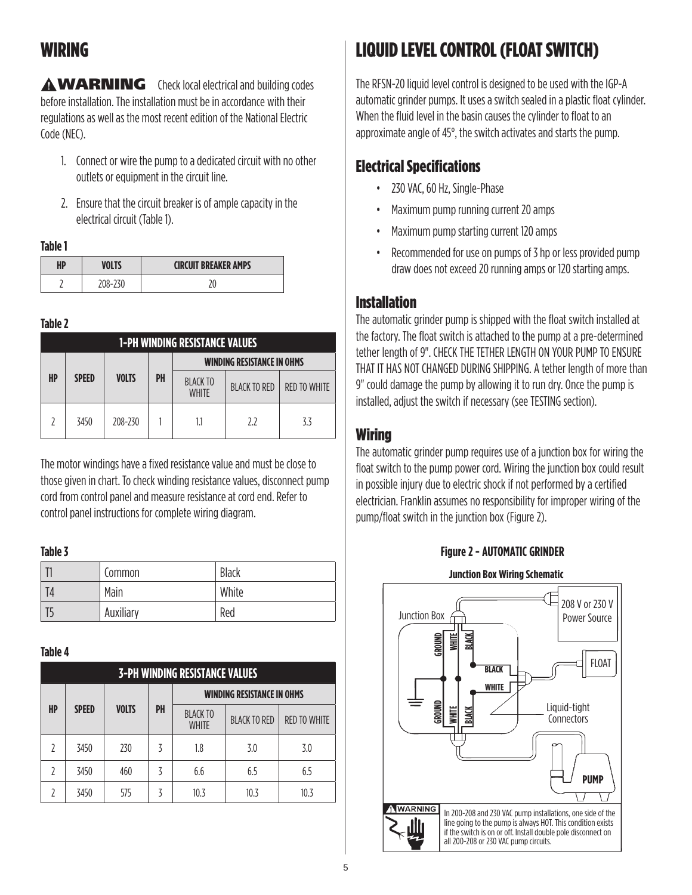# WIRING

**⚠WARNING** Check local electrical and building codes before installation. The installation must be in accordance with their regulations as well as the most recent edition of the National Electric Code (NEC).

1. Connect or wire the pump to a dedicated circuit with no other outlets or equipment in the circuit line.
2. Ensure that the circuit breaker is of ample capacity in the electrical circuit (Table 1).

**Table 1**

| HP | VOLTS | CIRCUIT BREAKER AMPS |
|---|---|---|
| 2 | 208-230 | 20 |

**Table 2**

| 1-PH WINDING RESISTANCE VALUES | | | | | | |
|---|---|---|---|---|---|---|
| HP | SPEED | VOLTS | PH | WINDING RESISTANCE IN OHMS | | |
| | | | | BLACK TO WHITE | BLACK TO RED | RED TO WHITE |
| 2 | 3450 | 208-230 | 1 | 1.1 | 2.2 | 3.3 |

The motor windings have a fixed resistance value and must be close to those given in chart. To check winding resistance values, disconnect pump cord from control panel and measure resistance at cord end. Refer to control panel instructions for complete wiring diagram.

**Table 3**

| | | |
|---|---|---|
| T1 | Common | Black |
| T4 | Main | White |
| T5 | Auxiliary | Red |

**Table 4**

| 3-PH WINDING RESISTANCE VALUES | | | | | | |
|---|---|---|---|---|---|---|
| HP | SPEED | VOLTS | PH | WINDING RESISTANCE IN OHMS | | |
| | | | | BLACK TO WHITE | BLACK TO RED | RED TO WHITE |
| 2 | 3450 | 230 | 3 | 1.8 | 3.0 | 3.0 |
| 2 | 3450 | 460 | 3 | 6.6 | 6.5 | 6.5 |
| 2 | 3450 | 575 | 3 | 10.3 | 10.3 | 10.3 |

# LIQUID LEVEL CONTROL (FLOAT SWITCH)

The RFSN-20 liquid level control is designed to be used with the IGP-A automatic grinder pumps. It uses a switch sealed in a plastic float cylinder. When the fluid level in the basin causes the cylinder to float to an approximate angle of 45°, the switch activates and starts the pump.

## Electrical Specifications

- 230 VAC, 60 Hz, Single-Phase
- Maximum pump running current 20 amps
- Maximum pump starting current 120 amps
- Recommended for use on pumps of 3 hp or less provided pump draw does not exceed 20 running amps or 120 starting amps.

## Installation

The automatic grinder pump is shipped with the float switch installed at the factory. The float switch is attached to the pump at a pre-determined tether length of 9". CHECK THE TETHER LENGTH ON YOUR PUMP TO ENSURE THAT IT HAS NOT CHANGED DURING SHIPPING. A tether length of more than 9" could damage the pump by allowing it to run dry. Once the pump is installed, adjust the switch if necessary (see TESTING section).

## Wiring

The automatic grinder pump requires use of a junction box for wiring the float switch to the pump power cord. Wiring the junction box could result in possible injury due to electric shock if not performed by a certified electrician. Franklin assumes no responsibility for improper wiring of the pump/float switch in the junction box (Figure 2).

**Figure 2 - AUTOMATIC GRINDER**

**Junction Box Wiring Schematic**

Junction Box; 208 V or 230 V Power Source; GROUND; WHITE; BLACK; FLOAT; Liquid-tight Connectors; PUMP

**⚠WARNING** In 200-208 and 230 VAC pump installations, one side of the line going to the pump is always HOT. This condition exists if the switch is on or off. Install double pole disconnect on all 200-208 or 230 VAC pump circuits.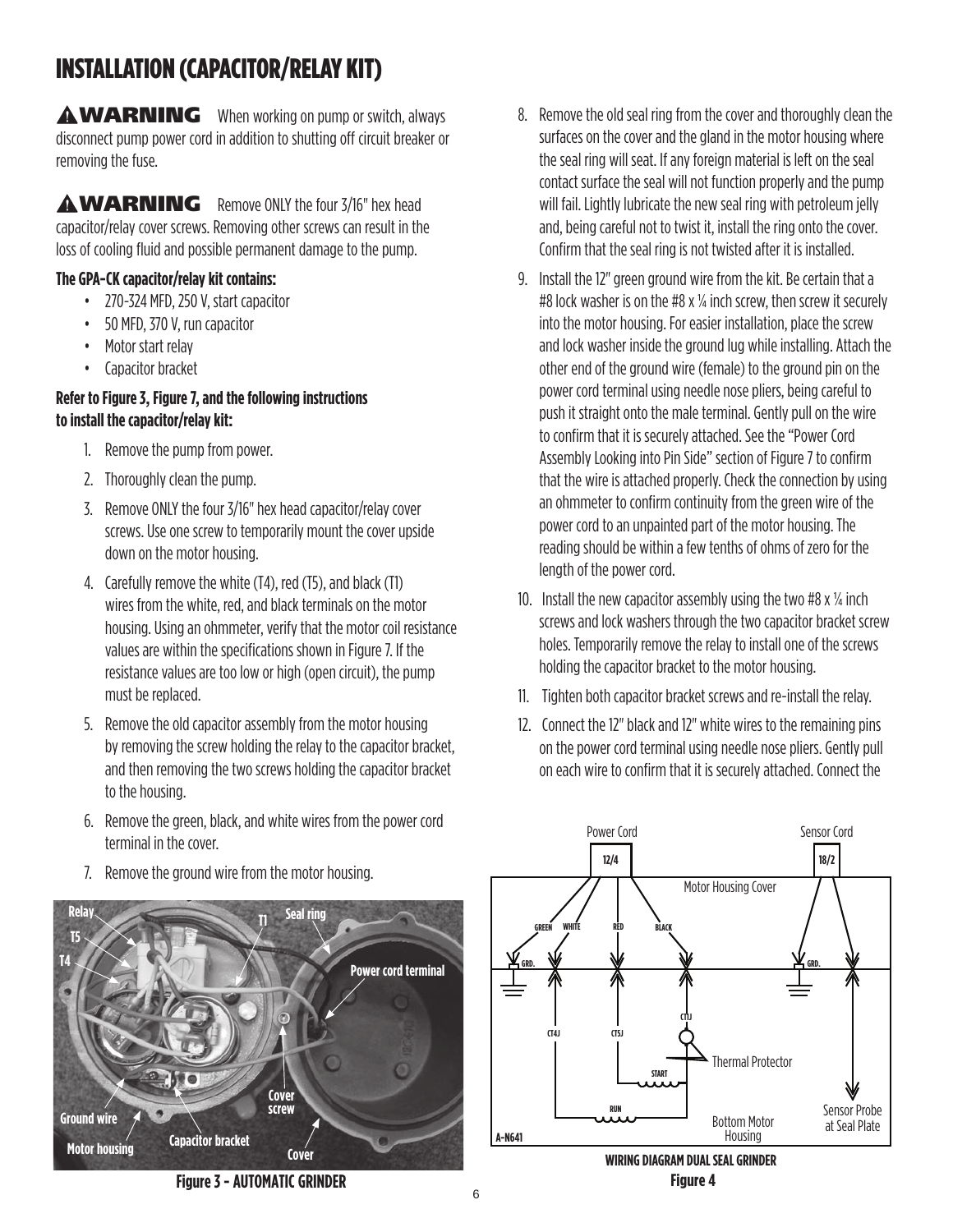# INSTALLATION (CAPACITOR/RELAY KIT)

**⚠WARNING** When working on pump or switch, always disconnect pump power cord in addition to shutting off circuit breaker or removing the fuse.

**⚠WARNING** Remove ONLY the four 3/16" hex head capacitor/relay cover screws. Removing other screws can result in the loss of cooling fluid and possible permanent damage to the pump.

**The GPA-CK capacitor/relay kit contains:**

- 270-324 MFD, 250 V, start capacitor
- 50 MFD, 370 V, run capacitor
- Motor start relay
- Capacitor bracket

**Refer to Figure 3, Figure 7, and the following instructions to install the capacitor/relay kit:**

1. Remove the pump from power.
2. Thoroughly clean the pump.
3. Remove ONLY the four 3/16" hex head capacitor/relay cover screws. Use one screw to temporarily mount the cover upside down on the motor housing.
4. Carefully remove the white (T4), red (T5), and black (T1) wires from the white, red, and black terminals on the motor housing. Using an ohmmeter, verify that the motor coil resistance values are within the specifications shown in Figure 7. If the resistance values are too low or high (open circuit), the pump must be replaced.
5. Remove the old capacitor assembly from the motor housing by removing the screw holding the relay to the capacitor bracket, and then removing the two screws holding the capacitor bracket to the housing.
6. Remove the green, black, and white wires from the power cord terminal in the cover.
7. Remove the ground wire from the motor housing.
8. Remove the old seal ring from the cover and thoroughly clean the surfaces on the cover and the gland in the motor housing where the seal ring will seat. If any foreign material is left on the seal contact surface the seal will not function properly and the pump will fail. Lightly lubricate the new seal ring with petroleum jelly and, being careful not to twist it, install the ring onto the cover. Confirm that the seal ring is not twisted after it is installed.
9. Install the 12" green ground wire from the kit. Be certain that a #8 lock washer is on the #8 x ¼ inch screw, then screw it securely into the motor housing. For easier installation, place the screw and lock washer inside the ground lug while installing. Attach the other end of the ground wire (female) to the ground pin on the power cord terminal using needle nose pliers, being careful to push it straight onto the male terminal. Gently pull on the wire to confirm that it is securely attached. See the "Power Cord Assembly Looking into Pin Side" section of Figure 7 to confirm that the wire is attached properly. Check the connection by using an ohmmeter to confirm continuity from the green wire of the power cord to an unpainted part of the motor housing. The reading should be within a few tenths of ohms of zero for the length of the power cord.
10. Install the new capacitor assembly using the two #8 x ¼ inch screws and lock washers through the two capacitor bracket screw holes. Temporarily remove the relay to install one of the screws holding the capacitor bracket to the motor housing.
11. Tighten both capacitor bracket screws and re-install the relay.
12. Connect the 12" black and 12" white wires to the remaining pins on the power cord terminal using needle nose pliers. Gently pull on each wire to confirm that it is securely attached. Connect the

Relay, T5, T4, T1, Seal ring, Power cord terminal, Cover screw, Ground wire, Motor housing, Capacitor bracket, Cover

**Figure 3 - AUTOMATIC GRINDER**

Power Cord 12/4, Sensor Cord 18/2, Motor Housing Cover, GREEN, WHITE, RED, BLACK, GRD., GRD., CT4J, CT5J, CT1J, Thermal Protector, START, RUN, Bottom Motor Housing, Sensor Probe at Seal Plate, A-N641

**WIRING DIAGRAM DUAL SEAL GRINDER**

**Figure 4**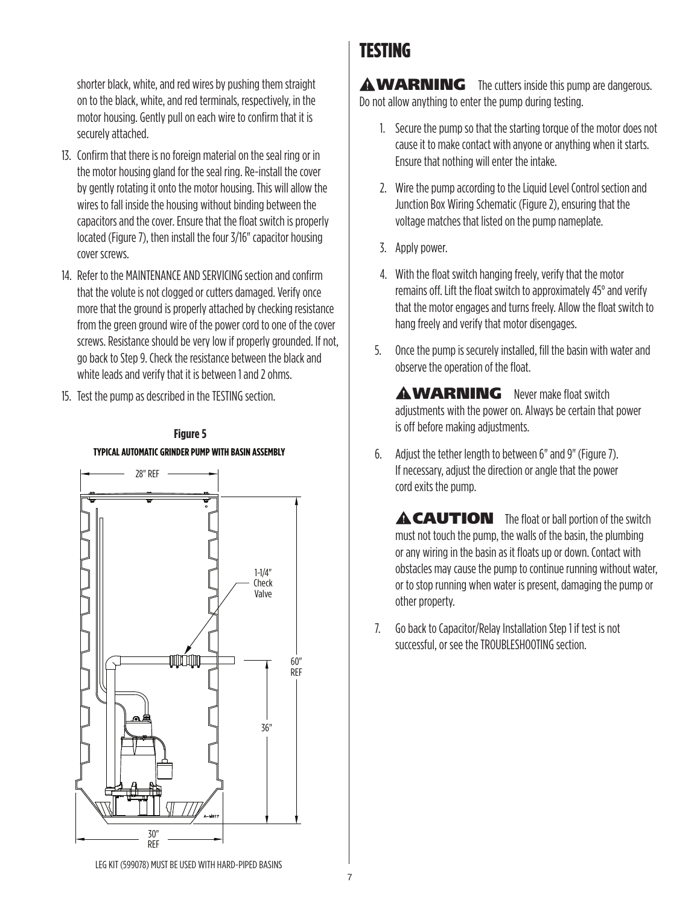shorter black, white, and red wires by pushing them straight on to the black, white, and red terminals, respectively, in the motor housing. Gently pull on each wire to confirm that it is securely attached.

13. Confirm that there is no foreign material on the seal ring or in the motor housing gland for the seal ring. Re-install the cover by gently rotating it onto the motor housing. This will allow the wires to fall inside the housing without binding between the capacitors and the cover. Ensure that the float switch is properly located (Figure 7), then install the four 3/16" capacitor housing cover screws.
14. Refer to the MAINTENANCE AND SERVICING section and confirm that the volute is not clogged or cutters damaged. Verify once more that the ground is properly attached by checking resistance from the green ground wire of the power cord to one of the cover screws. Resistance should be very low if properly grounded. If not, go back to Step 9. Check the resistance between the black and white leads and verify that it is between 1 and 2 ohms.
15. Test the pump as described in the TESTING section.

**Figure 5**

**TYPICAL AUTOMATIC GRINDER PUMP WITH BASIN ASSEMBLY**

28" REF

1-1/4" Check Valve

60" REF

36"

30" REF

LEG KIT (599078) MUST BE USED WITH HARD-PIPED BASINS

# TESTING

**⚠WARNING** The cutters inside this pump are dangerous. Do not allow anything to enter the pump during testing.

1. Secure the pump so that the starting torque of the motor does not cause it to make contact with anyone or anything when it starts. Ensure that nothing will enter the intake.
2. Wire the pump according to the Liquid Level Control section and Junction Box Wiring Schematic (Figure 2), ensuring that the voltage matches that listed on the pump nameplate.
3. Apply power.
4. With the float switch hanging freely, verify that the motor remains off. Lift the float switch to approximately 45° and verify that the motor engages and turns freely. Allow the float switch to hang freely and verify that motor disengages.
5. Once the pump is securely installed, fill the basin with water and observe the operation of the float.

   **⚠WARNING** Never make float switch adjustments with the power on. Always be certain that power is off before making adjustments.

6. Adjust the tether length to between 6" and 9" (Figure 7). If necessary, adjust the direction or angle that the power cord exits the pump.

   **⚠CAUTION** The float or ball portion of the switch must not touch the pump, the walls of the basin, the plumbing or any wiring in the basin as it floats up or down. Contact with obstacles may cause the pump to continue running without water, or to stop running when water is present, damaging the pump or other property.

7. Go back to Capacitor/Relay Installation Step 1 if test is not successful, or see the TROUBLESHOOTING section.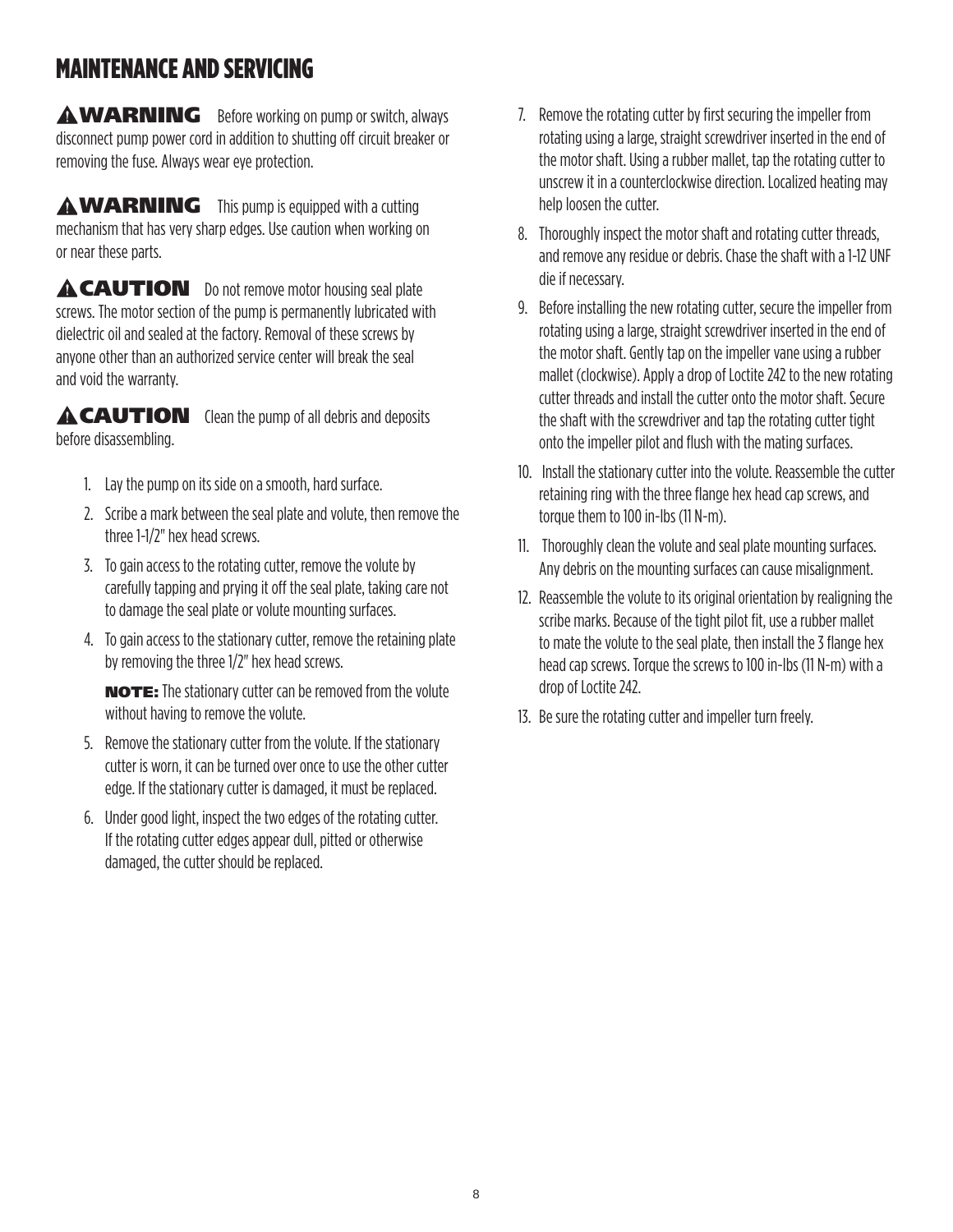# MAINTENANCE AND SERVICING

**⚠WARNING** Before working on pump or switch, always disconnect pump power cord in addition to shutting off circuit breaker or removing the fuse. Always wear eye protection.

**⚠WARNING** This pump is equipped with a cutting mechanism that has very sharp edges. Use caution when working on or near these parts.

**⚠CAUTION** Do not remove motor housing seal plate screws. The motor section of the pump is permanently lubricated with dielectric oil and sealed at the factory. Removal of these screws by anyone other than an authorized service center will break the seal and void the warranty.

**⚠CAUTION** Clean the pump of all debris and deposits before disassembling.

1. Lay the pump on its side on a smooth, hard surface.
2. Scribe a mark between the seal plate and volute, then remove the three 1-1/2" hex head screws.
3. To gain access to the rotating cutter, remove the volute by carefully tapping and prying it off the seal plate, taking care not to damage the seal plate or volute mounting surfaces.
4. To gain access to the stationary cutter, remove the retaining plate by removing the three 1/2" hex head screws.

   **NOTE:** The stationary cutter can be removed from the volute without having to remove the volute.
5. Remove the stationary cutter from the volute. If the stationary cutter is worn, it can be turned over once to use the other cutter edge. If the stationary cutter is damaged, it must be replaced.
6. Under good light, inspect the two edges of the rotating cutter. If the rotating cutter edges appear dull, pitted or otherwise damaged, the cutter should be replaced.
7. Remove the rotating cutter by first securing the impeller from rotating using a large, straight screwdriver inserted in the end of the motor shaft. Using a rubber mallet, tap the rotating cutter to unscrew it in a counterclockwise direction. Localized heating may help loosen the cutter.
8. Thoroughly inspect the motor shaft and rotating cutter threads, and remove any residue or debris. Chase the shaft with a 1-12 UNF die if necessary.
9. Before installing the new rotating cutter, secure the impeller from rotating using a large, straight screwdriver inserted in the end of the motor shaft. Gently tap on the impeller vane using a rubber mallet (clockwise). Apply a drop of Loctite 242 to the new rotating cutter threads and install the cutter onto the motor shaft. Secure the shaft with the screwdriver and tap the rotating cutter tight onto the impeller pilot and flush with the mating surfaces.
10. Install the stationary cutter into the volute. Reassemble the cutter retaining ring with the three flange hex head cap screws, and torque them to 100 in-lbs (11 N-m).
11. Thoroughly clean the volute and seal plate mounting surfaces. Any debris on the mounting surfaces can cause misalignment.
12. Reassemble the volute to its original orientation by realigning the scribe marks. Because of the tight pilot fit, use a rubber mallet to mate the volute to the seal plate, then install the 3 flange hex head cap screws. Torque the screws to 100 in-lbs (11 N-m) with a drop of Loctite 242.
13. Be sure the rotating cutter and impeller turn freely.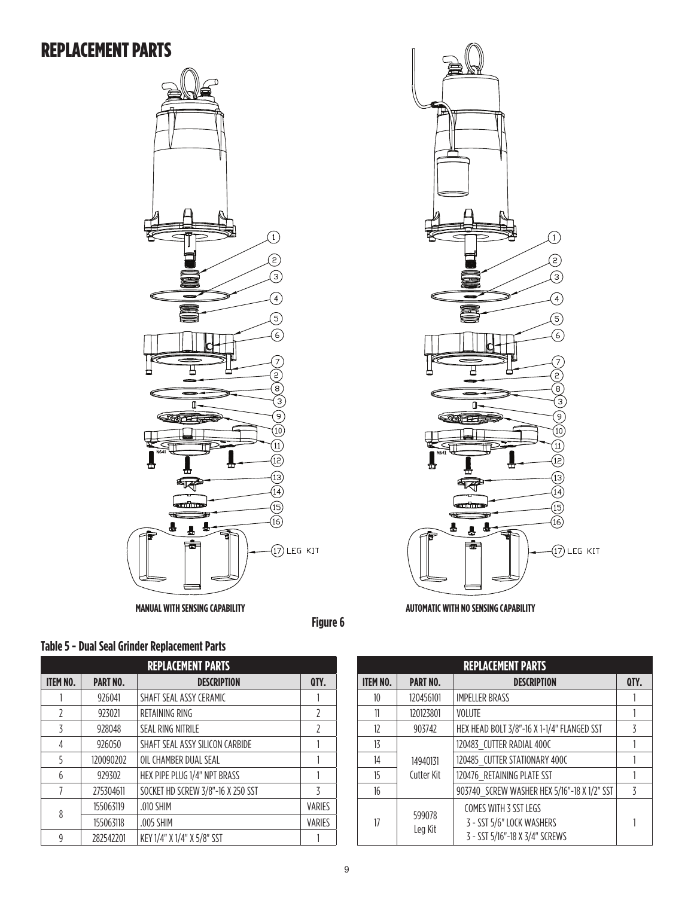# REPLACEMENT PARTS

MANUAL WITH SENSING CAPABILITY

AUTOMATIC WITH NO SENSING CAPABILITY

**Figure 6**

**Table 5 - Dual Seal Grinder Replacement Parts**

| ITEM NO. | PART NO. | DESCRIPTION | QTY. |
|---|---|---|---|
| 1 | 926041 | SHAFT SEAL ASSY CERAMIC | 1 |
| 2 | 923021 | RETAINING RING | 2 |
| 3 | 928048 | SEAL RING NITRILE | 2 |
| 4 | 926050 | SHAFT SEAL ASSY SILICON CARBIDE | 1 |
| 5 | 120090202 | OIL CHAMBER DUAL SEAL | 1 |
| 6 | 929302 | HEX PIPE PLUG 1/4" NPT BRASS | 1 |
| 7 | 275304611 | SOCKET HD SCREW 3/8"-16 X 250 SST | 3 |
| 8 | 155063119 | .010 SHIM | VARIES |
| | 155063118 | .005 SHIM | VARIES |
| 9 | 282542201 | KEY 1/4" X 1/4" X 5/8" SST | 1 |
| 10 | 120456101 | IMPELLER BRASS | 1 |
| 11 | 120123801 | VOLUTE | 1 |
| 12 | 903742 | HEX HEAD BOLT 3/8"-16 X 1-1/4" FLANGED SST | 3 |
| 13 | 14940131 Cutter Kit | 120483_CUTTER RADIAL 400C | 1 |
| 14 | | 120485_CUTTER STATIONARY 400C | 1 |
| 15 | | 120476_RETAINING PLATE SST | 1 |
| 16 | | 903740_SCREW WASHER HEX 5/16"-18 X 1/2" SST | 3 |
| 17 | 599078 Leg Kit | COMES WITH 3 SST LEGS<br>3 - SST 5/6" LOCK WASHERS<br>3 - SST 5/16"-18 X 3/4" SCREWS | 1 |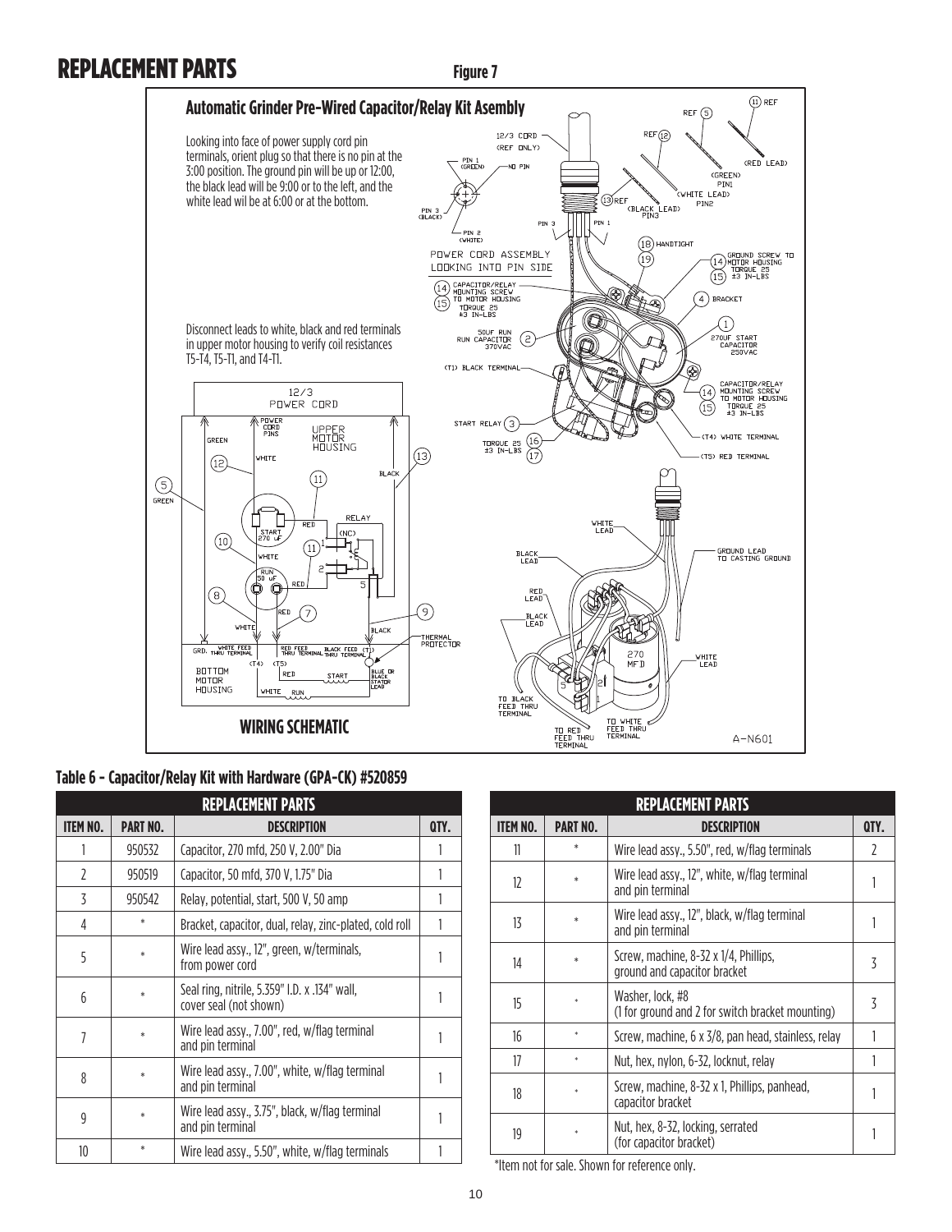# REPLACEMENT PARTS

**Figure 7**

## Automatic Grinder Pre-Wired Capacitor/Relay Kit Asembly

Looking into face of power supply cord pin terminals, orient plug so that there is no pin at the 3:00 position. The ground pin will be up or 12:00, the black lead will be 9:00 or to the left, and the white lead wil be at 6:00 or at the bottom.

Disconnect leads to white, black and red terminals in upper motor housing to verify coil resistances T5-T4, T5-T1, and T4-T1.

**WIRING SCHEMATIC**

### Table 6 - Capacitor/Relay Kit with Hardware (GPA-CK) #520859

| ITEM NO. | PART NO. | DESCRIPTION | QTY. |
|---|---|---|---|
| 1 | 950532 | Capacitor, 270 mfd, 250 V, 2.00" Dia | 1 |
| 2 | 950519 | Capacitor, 50 mfd, 370 V, 1.75" Dia | 1 |
| 3 | 950542 | Relay, potential, start, 500 V, 50 amp | 1 |
| 4 | * | Bracket, capacitor, dual, relay, zinc-plated, cold roll | 1 |
| 5 | * | Wire lead assy., 12", green, w/terminals, from power cord | 1 |
| 6 | * | Seal ring, nitrile, 5.359" I.D. x .134" wall, cover seal (not shown) | 1 |
| 7 | * | Wire lead assy., 7.00", red, w/flag terminal and pin terminal | 1 |
| 8 | * | Wire lead assy., 7.00", white, w/flag terminal and pin terminal | 1 |
| 9 | * | Wire lead assy., 3.75", black, w/flag terminal and pin terminal | 1 |
| 10 | * | Wire lead assy., 5.50", white, w/flag terminals | 1 |
| 11 | * | Wire lead assy., 5.50", red, w/flag terminals | 2 |
| 12 | * | Wire lead assy., 12", white, w/flag terminal and pin terminal | 1 |
| 13 | * | Wire lead assy., 12", black, w/flag terminal and pin terminal | 1 |
| 14 | * | Screw, machine, 8-32 x 1/4, Phillips, ground and capacitor bracket | 3 |
| 15 | * | Washer, lock, #8 (1 for ground and 2 for switch bracket mounting) | 3 |
| 16 | * | Screw, machine, 6 x 3/8, pan head, stainless, relay | 1 |
| 17 | * | Nut, hex, nylon, 6-32, locknut, relay | 1 |
| 18 | * | Screw, machine, 8-32 x 1, Phillips, panhead, capacitor bracket | 1 |
| 19 | * | Nut, hex, 8-32, locking, serrated (for capacitor bracket) | 1 |

*Item not for sale. Shown for reference only.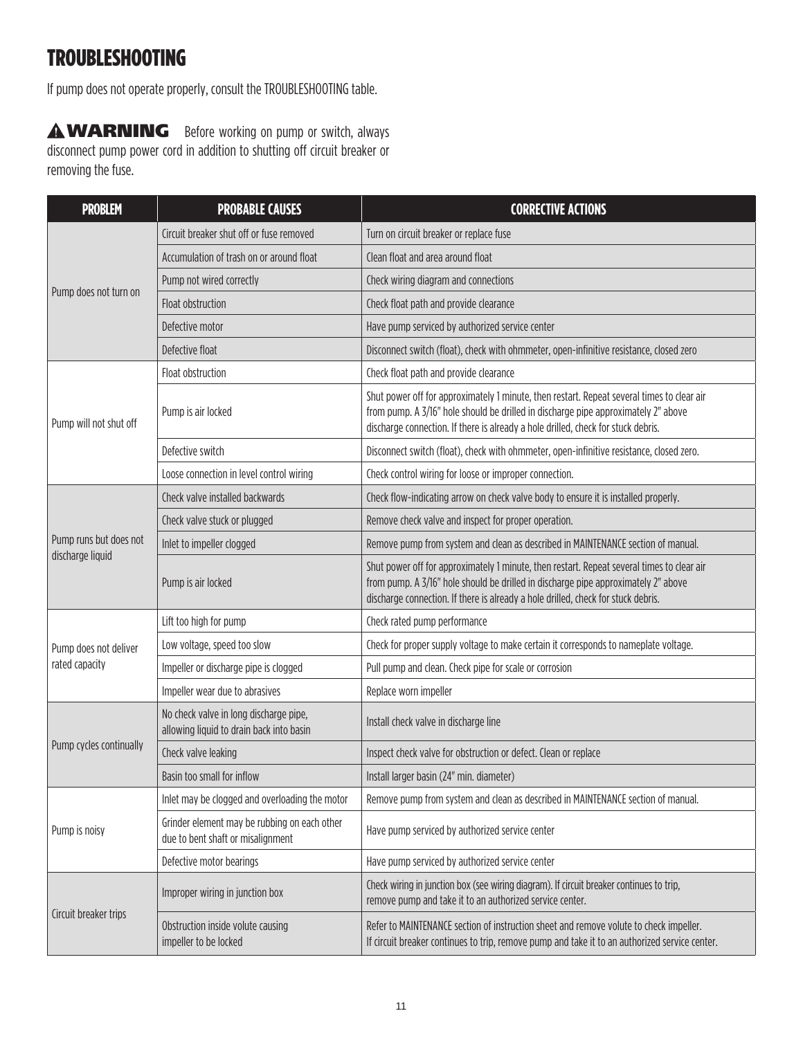# TROUBLESHOOTING

If pump does not operate properly, consult the TROUBLESHOOTING table.

**⚠ WARNING** Before working on pump or switch, always disconnect pump power cord in addition to shutting off circuit breaker or removing the fuse.

| PROBLEM | PROBABLE CAUSES | CORRECTIVE ACTIONS |
|---|---|---|
| Pump does not turn on | Circuit breaker shut off or fuse removed | Turn on circuit breaker or replace fuse |
| | Accumulation of trash on or around float | Clean float and area around float |
| | Pump not wired correctly | Check wiring diagram and connections |
| | Float obstruction | Check float path and provide clearance |
| | Defective motor | Have pump serviced by authorized service center |
| | Defective float | Disconnect switch (float), check with ohmmeter, open-infinitive resistance, closed zero |
| Pump will not shut off | Float obstruction | Check float path and provide clearance |
| | Pump is air locked | Shut power off for approximately 1 minute, then restart. Repeat several times to clear air from pump. A 3/16" hole should be drilled in discharge pipe approximately 2" above discharge connection. If there is already a hole drilled, check for stuck debris. |
| | Defective switch | Disconnect switch (float), check with ohmmeter, open-infinitive resistance, closed zero. |
| | Loose connection in level control wiring | Check control wiring for loose or improper connection. |
| Pump runs but does not discharge liquid | Check valve installed backwards | Check flow-indicating arrow on check valve body to ensure it is installed properly. |
| | Check valve stuck or plugged | Remove check valve and inspect for proper operation. |
| | Inlet to impeller clogged | Remove pump from system and clean as described in MAINTENANCE section of manual. |
| | Pump is air locked | Shut power off for approximately 1 minute, then restart. Repeat several times to clear air from pump. A 3/16" hole should be drilled in discharge pipe approximately 2" above discharge connection. If there is already a hole drilled, check for stuck debris. |
| Pump does not deliver rated capacity | Lift too high for pump | Check rated pump performance |
| | Low voltage, speed too slow | Check for proper supply voltage to make certain it corresponds to nameplate voltage. |
| | Impeller or discharge pipe is clogged | Pull pump and clean. Check pipe for scale or corrosion |
| | Impeller wear due to abrasives | Replace worn impeller |
| Pump cycles continually | No check valve in long discharge pipe, allowing liquid to drain back into basin | Install check valve in discharge line |
| | Check valve leaking | Inspect check valve for obstruction or defect. Clean or replace |
| | Basin too small for inflow | Install larger basin (24" min. diameter) |
| Pump is noisy | Inlet may be clogged and overloading the motor | Remove pump from system and clean as described in MAINTENANCE section of manual. |
| | Grinder element may be rubbing on each other due to bent shaft or misalignment | Have pump serviced by authorized service center |
| | Defective motor bearings | Have pump serviced by authorized service center |
| Circuit breaker trips | Improper wiring in junction box | Check wiring in junction box (see wiring diagram). If circuit breaker continues to trip, remove pump and take it to an authorized service center. |
| | Obstruction inside volute causing impeller to be locked | Refer to MAINTENANCE section of instruction sheet and remove volute to check impeller. If circuit breaker continues to trip, remove pump and take it to an authorized service center. |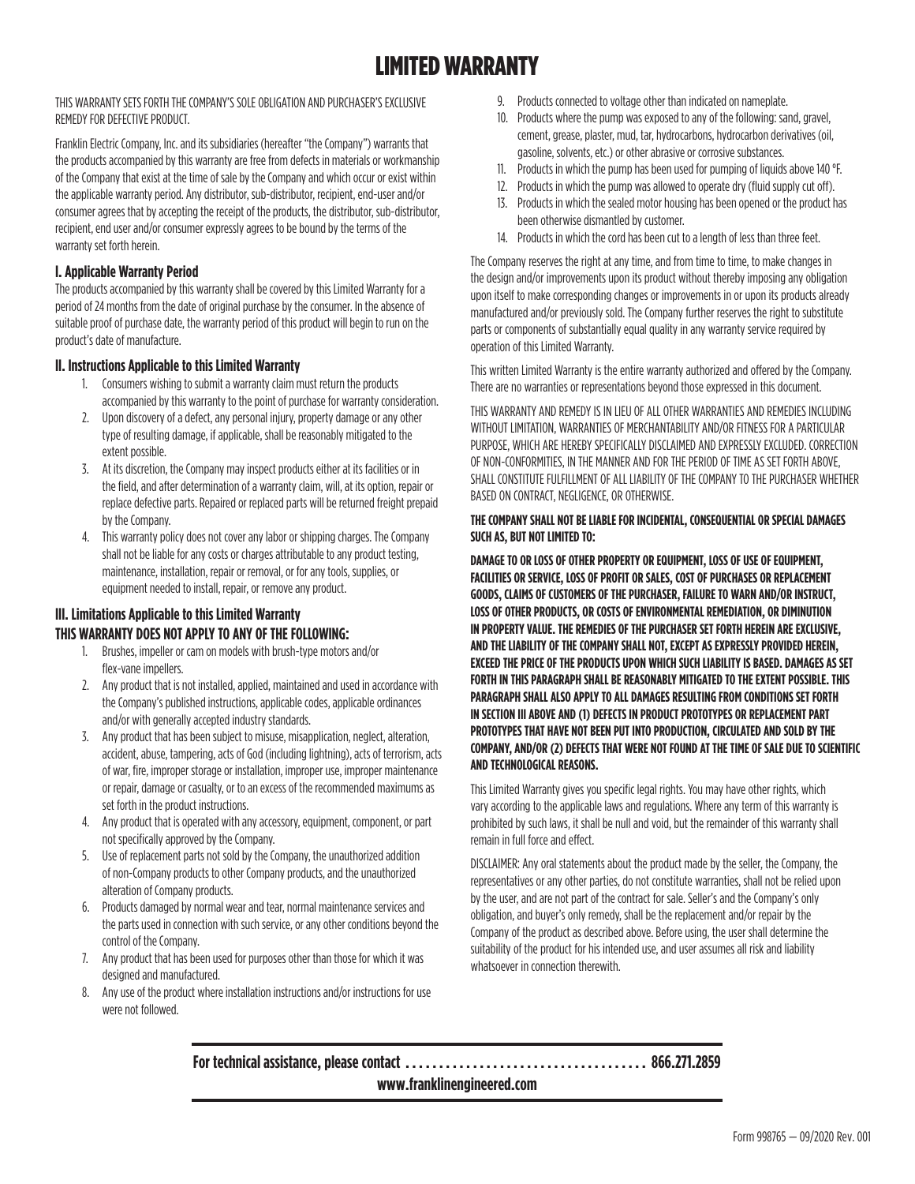# LIMITED WARRANTY

THIS WARRANTY SETS FORTH THE COMPANY'S SOLE OBLIGATION AND PURCHASER'S EXCLUSIVE REMEDY FOR DEFECTIVE PRODUCT.

Franklin Electric Company, Inc. and its subsidiaries (hereafter "the Company") warrants that the products accompanied by this warranty are free from defects in materials or workmanship of the Company that exist at the time of sale by the Company and which occur or exist within the applicable warranty period. Any distributor, sub-distributor, recipient, end-user and/or consumer agrees that by accepting the receipt of the products, the distributor, sub-distributor, recipient, end user and/or consumer expressly agrees to be bound by the terms of the warranty set forth herein.

### I. Applicable Warranty Period

The products accompanied by this warranty shall be covered by this Limited Warranty for a period of 24 months from the date of original purchase by the consumer. In the absence of suitable proof of purchase date, the warranty period of this product will begin to run on the product's date of manufacture.

### II. Instructions Applicable to this Limited Warranty

1. Consumers wishing to submit a warranty claim must return the products accompanied by this warranty to the point of purchase for warranty consideration.
2. Upon discovery of a defect, any personal injury, property damage or any other type of resulting damage, if applicable, shall be reasonably mitigated to the extent possible.
3. At its discretion, the Company may inspect products either at its facilities or in the field, and after determination of a warranty claim, will, at its option, repair or replace defective parts. Repaired or replaced parts will be returned freight prepaid by the Company.
4. This warranty policy does not cover any labor or shipping charges. The Company shall not be liable for any costs or charges attributable to any product testing, maintenance, installation, repair or removal, or for any tools, supplies, or equipment needed to install, repair, or remove any product.

### III. Limitations Applicable to this Limited Warranty

**THIS WARRANTY DOES NOT APPLY TO ANY OF THE FOLLOWING:**

1. Brushes, impeller or cam on models with brush-type motors and/or flex-vane impellers.
2. Any product that is not installed, applied, maintained and used in accordance with the Company's published instructions, applicable codes, applicable ordinances and/or with generally accepted industry standards.
3. Any product that has been subject to misuse, misapplication, neglect, alteration, accident, abuse, tampering, acts of God (including lightning), acts of terrorism, acts of war, fire, improper storage or installation, improper use, improper maintenance or repair, damage or casualty, or to an excess of the recommended maximums as set forth in the product instructions.
4. Any product that is operated with any accessory, equipment, component, or part not specifically approved by the Company.
5. Use of replacement parts not sold by the Company, the unauthorized addition of non-Company products to other Company products, and the unauthorized alteration of Company products.
6. Products damaged by normal wear and tear, normal maintenance services and the parts used in connection with such service, or any other conditions beyond the control of the Company.
7. Any product that has been used for purposes other than those for which it was designed and manufactured.
8. Any use of the product where installation instructions and/or instructions for use were not followed.
9. Products connected to voltage other than indicated on nameplate.
10. Products where the pump was exposed to any of the following: sand, gravel, cement, grease, plaster, mud, tar, hydrocarbons, hydrocarbon derivatives (oil, gasoline, solvents, etc.) or other abrasive or corrosive substances.
11. Products in which the pump has been used for pumping of liquids above 140 °F.
12. Products in which the pump was allowed to operate dry (fluid supply cut off).
13. Products in which the sealed motor housing has been opened or the product has been otherwise dismantled by customer.
14. Products in which the cord has been cut to a length of less than three feet.

The Company reserves the right at any time, and from time to time, to make changes in the design and/or improvements upon its product without thereby imposing any obligation upon itself to make corresponding changes or improvements in or upon its products already manufactured and/or previously sold. The Company further reserves the right to substitute parts or components of substantially equal quality in any warranty service required by operation of this Limited Warranty.

This written Limited Warranty is the entire warranty authorized and offered by the Company. There are no warranties or representations beyond those expressed in this document.

THIS WARRANTY AND REMEDY IS IN LIEU OF ALL OTHER WARRANTIES AND REMEDIES INCLUDING WITHOUT LIMITATION, WARRANTIES OF MERCHANTABILITY AND/OR FITNESS FOR A PARTICULAR PURPOSE, WHICH ARE HEREBY SPECIFICALLY DISCLAIMED AND EXPRESSLY EXCLUDED. CORRECTION OF NON-CONFORMITIES, IN THE MANNER AND FOR THE PERIOD OF TIME AS SET FORTH ABOVE, SHALL CONSTITUTE FULFILLMENT OF ALL LIABILITY OF THE COMPANY TO THE PURCHASER WHETHER BASED ON CONTRACT, NEGLIGENCE, OR OTHERWISE.

**THE COMPANY SHALL NOT BE LIABLE FOR INCIDENTAL, CONSEQUENTIAL OR SPECIAL DAMAGES SUCH AS, BUT NOT LIMITED TO:**

**DAMAGE TO OR LOSS OF OTHER PROPERTY OR EQUIPMENT, LOSS OF USE OF EQUIPMENT, FACILITIES OR SERVICE, LOSS OF PROFIT OR SALES, COST OF PURCHASES OR REPLACEMENT GOODS, CLAIMS OF CUSTOMERS OF THE PURCHASER, FAILURE TO WARN AND/OR INSTRUCT, LOSS OF OTHER PRODUCTS, OR COSTS OF ENVIRONMENTAL REMEDIATION, OR DIMINUTION IN PROPERTY VALUE. THE REMEDIES OF THE PURCHASER SET FORTH HEREIN ARE EXCLUSIVE, AND THE LIABILITY OF THE COMPANY SHALL NOT, EXCEPT AS EXPRESSLY PROVIDED HEREIN, EXCEED THE PRICE OF THE PRODUCTS UPON WHICH SUCH LIABILITY IS BASED. DAMAGES AS SET FORTH IN THIS PARAGRAPH SHALL BE REASONABLY MITIGATED TO THE EXTENT POSSIBLE. THIS PARAGRAPH SHALL ALSO APPLY TO ALL DAMAGES RESULTING FROM CONDITIONS SET FORTH IN SECTION III ABOVE AND (1) DEFECTS IN PRODUCT PROTOTYPES OR REPLACEMENT PART PROTOTYPES THAT HAVE NOT BEEN PUT INTO PRODUCTION, CIRCULATED AND SOLD BY THE COMPANY, AND/OR (2) DEFECTS THAT WERE NOT FOUND AT THE TIME OF SALE DUE TO SCIENTIFIC AND TECHNOLOGICAL REASONS.**

This Limited Warranty gives you specific legal rights. You may have other rights, which vary according to the applicable laws and regulations. Where any term of this warranty is prohibited by such laws, it shall be null and void, but the remainder of this warranty shall remain in full force and effect.

DISCLAIMER: Any oral statements about the product made by the seller, the Company, the representatives or any other parties, do not constitute warranties, shall not be relied upon by the user, and are not part of the contract for sale. Seller's and the Company's only obligation, and buyer's only remedy, shall be the replacement and/or repair by the Company of the product as described above. Before using, the user shall determine the suitability of the product for his intended use, and user assumes all risk and liability whatsoever in connection therewith.

**For technical assistance, please contact ...................................... 866.271.2859**

**www.franklinengineered.com**

Form 998765 — 09/2020 Rev. 001